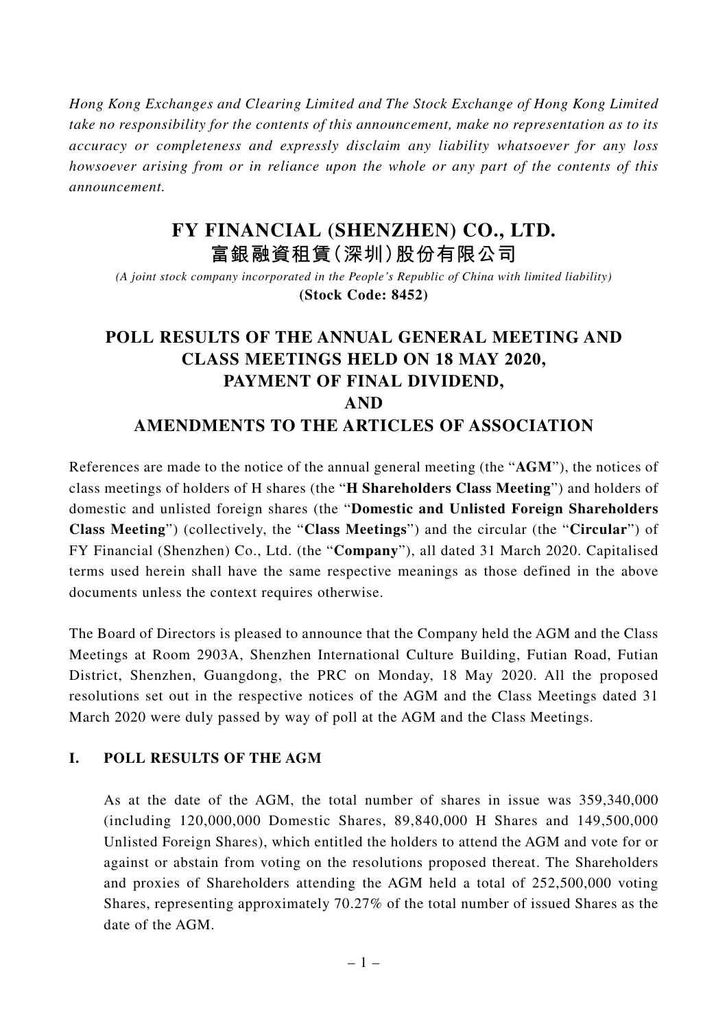*Hong Kong Exchanges and Clearing Limited and The Stock Exchange of Hong Kong Limited take no responsibility for the contents of this announcement, make no representation as to its accuracy or completeness and expressly disclaim any liability whatsoever for any loss howsoever arising from or in reliance upon the whole or any part of the contents of this announcement.*

# FY FINANCIAL (SHENZHEN) CO., LTD.
# 富銀融資租賃(深圳)股份有限公司

*(A joint stock company incorporated in the People's Republic of China with limited liability)*

**(Stock Code: 8452)**

## POLL RESULTS OF THE ANNUAL GENERAL MEETING AND CLASS MEETINGS HELD ON 18 MAY 2020, PAYMENT OF FINAL DIVIDEND, AND AMENDMENTS TO THE ARTICLES OF ASSOCIATION

References are made to the notice of the annual general meeting (the "**AGM**"), the notices of class meetings of holders of H shares (the "**H Shareholders Class Meeting**") and holders of domestic and unlisted foreign shares (the "**Domestic and Unlisted Foreign Shareholders Class Meeting**") (collectively, the "**Class Meetings**") and the circular (the "**Circular**") of FY Financial (Shenzhen) Co., Ltd. (the "**Company**"), all dated 31 March 2020. Capitalised terms used herein shall have the same respective meanings as those defined in the above documents unless the context requires otherwise.

The Board of Directors is pleased to announce that the Company held the AGM and the Class Meetings at Room 2903A, Shenzhen International Culture Building, Futian Road, Futian District, Shenzhen, Guangdong, the PRC on Monday, 18 May 2020. All the proposed resolutions set out in the respective notices of the AGM and the Class Meetings dated 31 March 2020 were duly passed by way of poll at the AGM and the Class Meetings.

### I. POLL RESULTS OF THE AGM

As at the date of the AGM, the total number of shares in issue was 359,340,000 (including 120,000,000 Domestic Shares, 89,840,000 H Shares and 149,500,000 Unlisted Foreign Shares), which entitled the holders to attend the AGM and vote for or against or abstain from voting on the resolutions proposed thereat. The Shareholders and proxies of Shareholders attending the AGM held a total of 252,500,000 voting Shares, representing approximately 70.27% of the total number of issued Shares as the date of the AGM.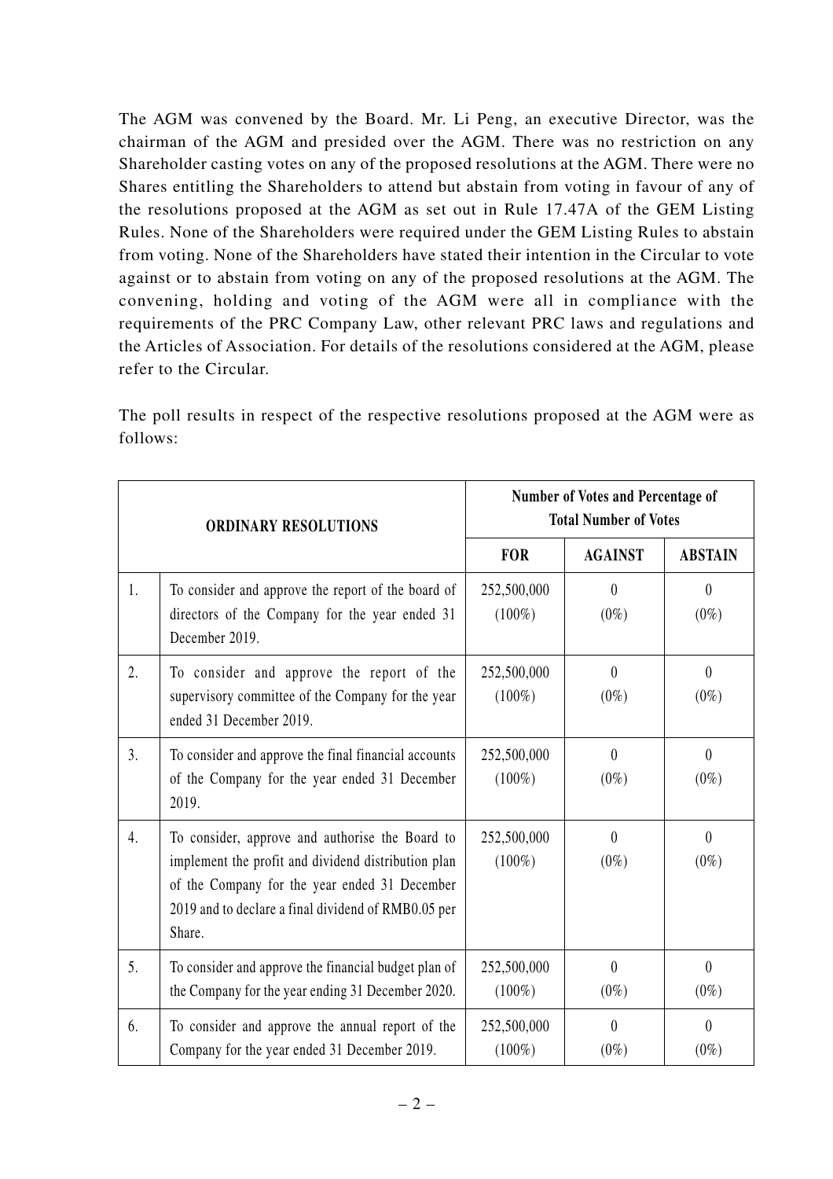The AGM was convened by the Board. Mr. Li Peng, an executive Director, was the chairman of the AGM and presided over the AGM. There was no restriction on any Shareholder casting votes on any of the proposed resolutions at the AGM. There were no Shares entitling the Shareholders to attend but abstain from voting in favour of any of the resolutions proposed at the AGM as set out in Rule 17.47A of the GEM Listing Rules. None of the Shareholders were required under the GEM Listing Rules to abstain from voting. None of the Shareholders have stated their intention in the Circular to vote against or to abstain from voting on any of the proposed resolutions at the AGM. The convening, holding and voting of the AGM were all in compliance with the requirements of the PRC Company Law, other relevant PRC laws and regulations and the Articles of Association. For details of the resolutions considered at the AGM, please refer to the Circular.

The poll results in respect of the respective resolutions proposed at the AGM were as follows:

| ORDINARY RESOLUTIONS | | Number of Votes and Percentage of Total Number of Votes | | |
|---|---|---|---|---|
| | | **FOR** | **AGAINST** | **ABSTAIN** |
| 1. | To consider and approve the report of the board of directors of the Company for the year ended 31 December 2019. | 252,500,000 (100%) | 0 (0%) | 0 (0%) |
| 2. | To consider and approve the report of the supervisory committee of the Company for the year ended 31 December 2019. | 252,500,000 (100%) | 0 (0%) | 0 (0%) |
| 3. | To consider and approve the final financial accounts of the Company for the year ended 31 December 2019. | 252,500,000 (100%) | 0 (0%) | 0 (0%) |
| 4. | To consider, approve and authorise the Board to implement the profit and dividend distribution plan of the Company for the year ended 31 December 2019 and to declare a final dividend of RMB0.05 per Share. | 252,500,000 (100%) | 0 (0%) | 0 (0%) |
| 5. | To consider and approve the financial budget plan of the Company for the year ending 31 December 2020. | 252,500,000 (100%) | 0 (0%) | 0 (0%) |
| 6. | To consider and approve the annual report of the Company for the year ended 31 December 2019. | 252,500,000 (100%) | 0 (0%) | 0 (0%) |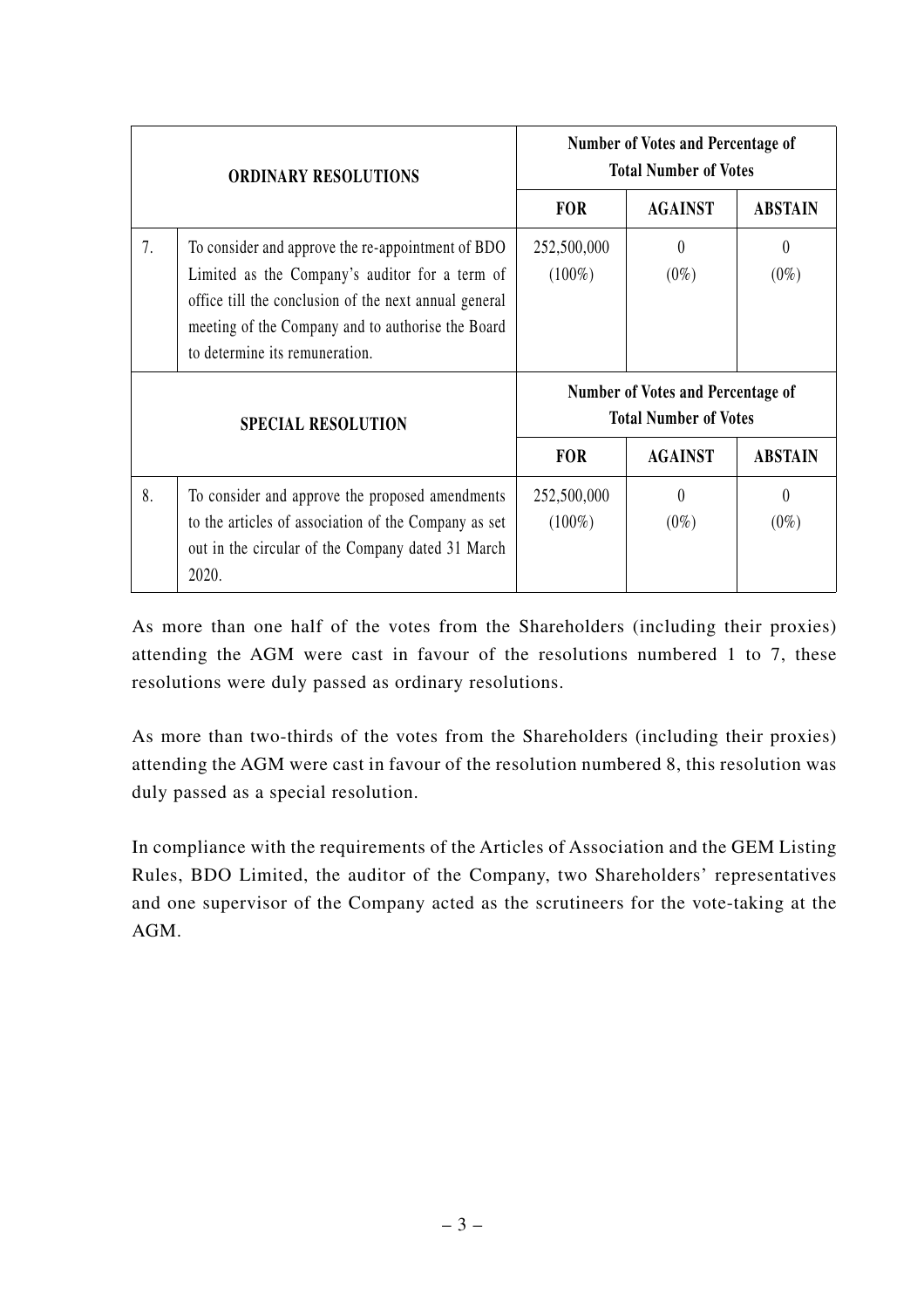| ORDINARY RESOLUTIONS | | Number of Votes and Percentage of Total Number of Votes | | |
|---|---|---|---|---|
| | | FOR | AGAINST | ABSTAIN |
| 7. | To consider and approve the re-appointment of BDO Limited as the Company's auditor for a term of office till the conclusion of the next annual general meeting of the Company and to authorise the Board to determine its remuneration. | 252,500,000 (100%) | 0 (0%) | 0 (0%) |
| **SPECIAL RESOLUTION** | | **Number of Votes and Percentage of Total Number of Votes** | | |
| | | **FOR** | **AGAINST** | **ABSTAIN** |
| 8. | To consider and approve the proposed amendments to the articles of association of the Company as set out in the circular of the Company dated 31 March 2020. | 252,500,000 (100%) | 0 (0%) | 0 (0%) |

As more than one half of the votes from the Shareholders (including their proxies) attending the AGM were cast in favour of the resolutions numbered 1 to 7, these resolutions were duly passed as ordinary resolutions.

As more than two-thirds of the votes from the Shareholders (including their proxies) attending the AGM were cast in favour of the resolution numbered 8, this resolution was duly passed as a special resolution.

In compliance with the requirements of the Articles of Association and the GEM Listing Rules, BDO Limited, the auditor of the Company, two Shareholders' representatives and one supervisor of the Company acted as the scrutineers for the vote-taking at the AGM.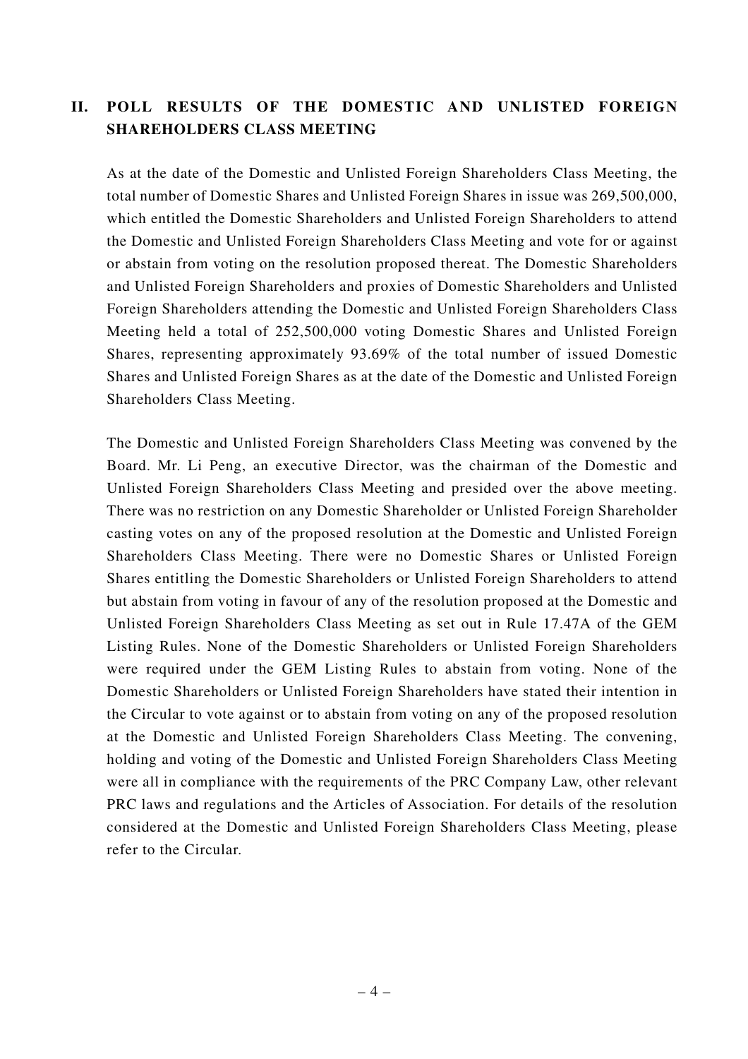## II. POLL RESULTS OF THE DOMESTIC AND UNLISTED FOREIGN SHAREHOLDERS CLASS MEETING

As at the date of the Domestic and Unlisted Foreign Shareholders Class Meeting, the total number of Domestic Shares and Unlisted Foreign Shares in issue was 269,500,000, which entitled the Domestic Shareholders and Unlisted Foreign Shareholders to attend the Domestic and Unlisted Foreign Shareholders Class Meeting and vote for or against or abstain from voting on the resolution proposed thereat. The Domestic Shareholders and Unlisted Foreign Shareholders and proxies of Domestic Shareholders and Unlisted Foreign Shareholders attending the Domestic and Unlisted Foreign Shareholders Class Meeting held a total of 252,500,000 voting Domestic Shares and Unlisted Foreign Shares, representing approximately 93.69% of the total number of issued Domestic Shares and Unlisted Foreign Shares as at the date of the Domestic and Unlisted Foreign Shareholders Class Meeting.

The Domestic and Unlisted Foreign Shareholders Class Meeting was convened by the Board. Mr. Li Peng, an executive Director, was the chairman of the Domestic and Unlisted Foreign Shareholders Class Meeting and presided over the above meeting. There was no restriction on any Domestic Shareholder or Unlisted Foreign Shareholder casting votes on any of the proposed resolution at the Domestic and Unlisted Foreign Shareholders Class Meeting. There were no Domestic Shares or Unlisted Foreign Shares entitling the Domestic Shareholders or Unlisted Foreign Shareholders to attend but abstain from voting in favour of any of the resolution proposed at the Domestic and Unlisted Foreign Shareholders Class Meeting as set out in Rule 17.47A of the GEM Listing Rules. None of the Domestic Shareholders or Unlisted Foreign Shareholders were required under the GEM Listing Rules to abstain from voting. None of the Domestic Shareholders or Unlisted Foreign Shareholders have stated their intention in the Circular to vote against or to abstain from voting on any of the proposed resolution at the Domestic and Unlisted Foreign Shareholders Class Meeting. The convening, holding and voting of the Domestic and Unlisted Foreign Shareholders Class Meeting were all in compliance with the requirements of the PRC Company Law, other relevant PRC laws and regulations and the Articles of Association. For details of the resolution considered at the Domestic and Unlisted Foreign Shareholders Class Meeting, please refer to the Circular.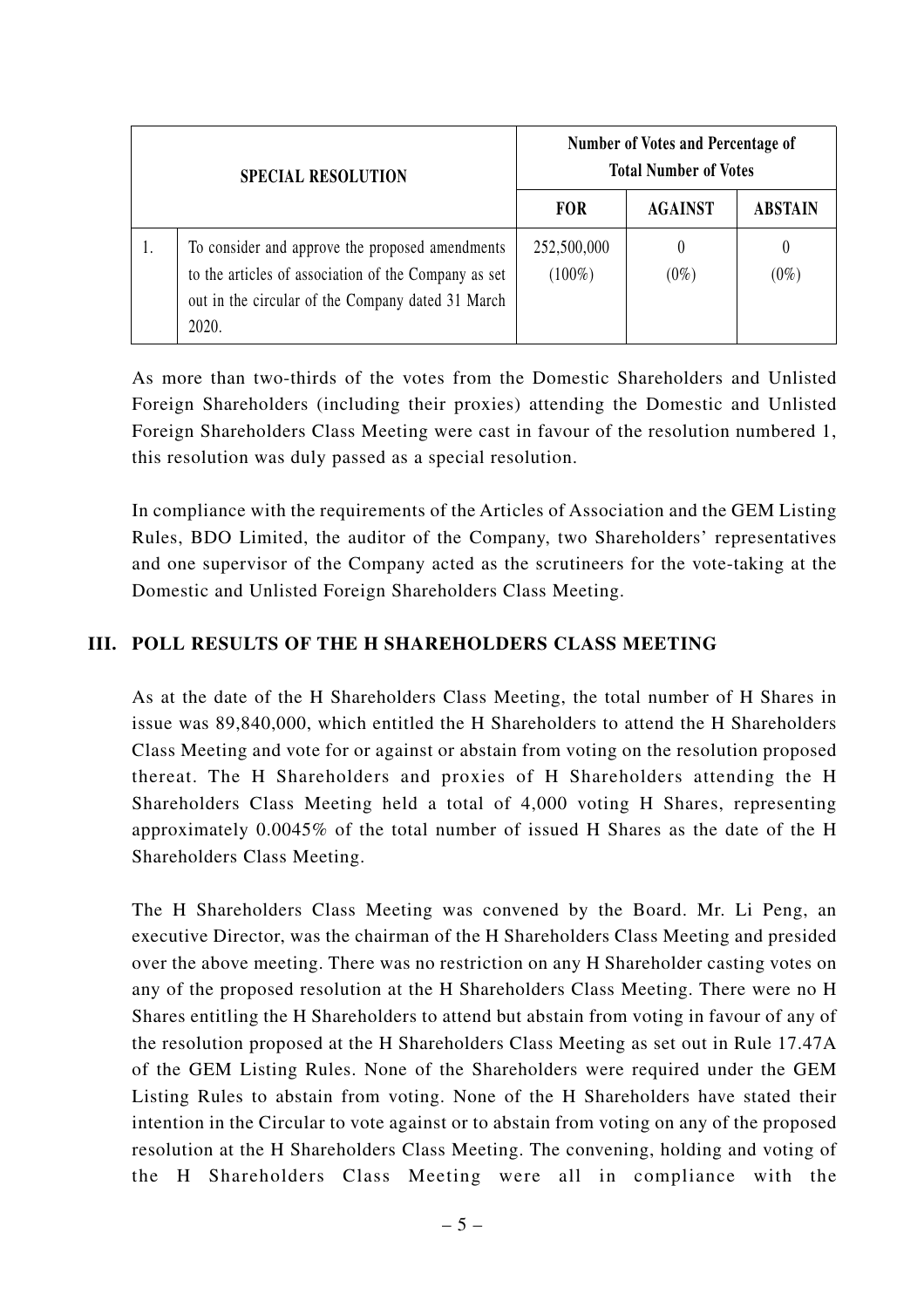| SPECIAL RESOLUTION | | Number of Votes and Percentage of Total Number of Votes | | |
|---|---|---|---|---|
| | | FOR | AGAINST | ABSTAIN |
| 1. | To consider and approve the proposed amendments to the articles of association of the Company as set out in the circular of the Company dated 31 March 2020. | 252,500,000 (100%) | 0 (0%) | 0 (0%) |

As more than two-thirds of the votes from the Domestic Shareholders and Unlisted Foreign Shareholders (including their proxies) attending the Domestic and Unlisted Foreign Shareholders Class Meeting were cast in favour of the resolution numbered 1, this resolution was duly passed as a special resolution.

In compliance with the requirements of the Articles of Association and the GEM Listing Rules, BDO Limited, the auditor of the Company, two Shareholders' representatives and one supervisor of the Company acted as the scrutineers for the vote-taking at the Domestic and Unlisted Foreign Shareholders Class Meeting.

## III. POLL RESULTS OF THE H SHAREHOLDERS CLASS MEETING

As at the date of the H Shareholders Class Meeting, the total number of H Shares in issue was 89,840,000, which entitled the H Shareholders to attend the H Shareholders Class Meeting and vote for or against or abstain from voting on the resolution proposed thereat. The H Shareholders and proxies of H Shareholders attending the H Shareholders Class Meeting held a total of 4,000 voting H Shares, representing approximately 0.0045% of the total number of issued H Shares as the date of the H Shareholders Class Meeting.

The H Shareholders Class Meeting was convened by the Board. Mr. Li Peng, an executive Director, was the chairman of the H Shareholders Class Meeting and presided over the above meeting. There was no restriction on any H Shareholder casting votes on any of the proposed resolution at the H Shareholders Class Meeting. There were no H Shares entitling the H Shareholders to attend but abstain from voting in favour of any of the resolution proposed at the H Shareholders Class Meeting as set out in Rule 17.47A of the GEM Listing Rules. None of the Shareholders were required under the GEM Listing Rules to abstain from voting. None of the H Shareholders have stated their intention in the Circular to vote against or to abstain from voting on any of the proposed resolution at the H Shareholders Class Meeting. The convening, holding and voting of the H Shareholders Class Meeting were all in compliance with the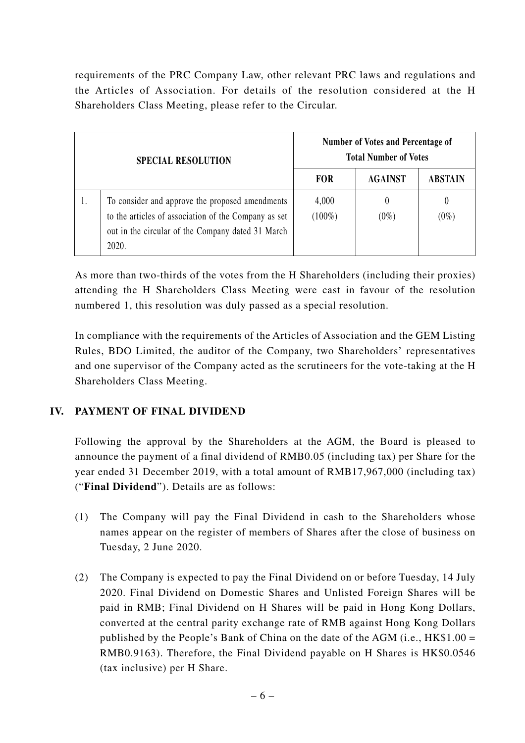requirements of the PRC Company Law, other relevant PRC laws and regulations and the Articles of Association. For details of the resolution considered at the H Shareholders Class Meeting, please refer to the Circular.

| SPECIAL RESOLUTION | | Number of Votes and Percentage of Total Number of Votes | | |
|---|---|---|---|---|
| | | **FOR** | **AGAINST** | **ABSTAIN** |
| 1. | To consider and approve the proposed amendments to the articles of association of the Company as set out in the circular of the Company dated 31 March 2020. | 4,000 (100%) | 0 (0%) | 0 (0%) |

As more than two-thirds of the votes from the H Shareholders (including their proxies) attending the H Shareholders Class Meeting were cast in favour of the resolution numbered 1, this resolution was duly passed as a special resolution.

In compliance with the requirements of the Articles of Association and the GEM Listing Rules, BDO Limited, the auditor of the Company, two Shareholders' representatives and one supervisor of the Company acted as the scrutineers for the vote-taking at the H Shareholders Class Meeting.

## IV. PAYMENT OF FINAL DIVIDEND

Following the approval by the Shareholders at the AGM, the Board is pleased to announce the payment of a final dividend of RMB0.05 (including tax) per Share for the year ended 31 December 2019, with a total amount of RMB17,967,000 (including tax) ("**Final Dividend**"). Details are as follows:

(1) The Company will pay the Final Dividend in cash to the Shareholders whose names appear on the register of members of Shares after the close of business on Tuesday, 2 June 2020.

(2) The Company is expected to pay the Final Dividend on or before Tuesday, 14 July 2020. Final Dividend on Domestic Shares and Unlisted Foreign Shares will be paid in RMB; Final Dividend on H Shares will be paid in Hong Kong Dollars, converted at the central parity exchange rate of RMB against Hong Kong Dollars published by the People's Bank of China on the date of the AGM (i.e., HK$1.00 = RMB0.9163). Therefore, the Final Dividend payable on H Shares is HK$0.0546 (tax inclusive) per H Share.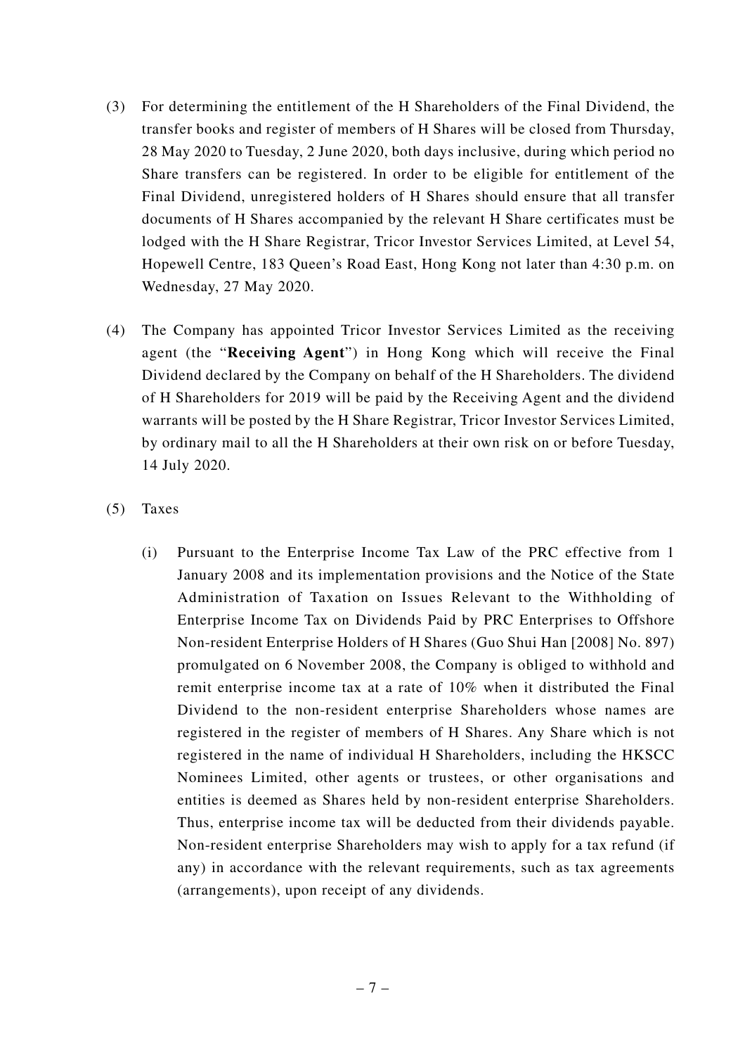(3) For determining the entitlement of the H Shareholders of the Final Dividend, the transfer books and register of members of H Shares will be closed from Thursday, 28 May 2020 to Tuesday, 2 June 2020, both days inclusive, during which period no Share transfers can be registered. In order to be eligible for entitlement of the Final Dividend, unregistered holders of H Shares should ensure that all transfer documents of H Shares accompanied by the relevant H Share certificates must be lodged with the H Share Registrar, Tricor Investor Services Limited, at Level 54, Hopewell Centre, 183 Queen's Road East, Hong Kong not later than 4:30 p.m. on Wednesday, 27 May 2020.

(4) The Company has appointed Tricor Investor Services Limited as the receiving agent (the "**Receiving Agent**") in Hong Kong which will receive the Final Dividend declared by the Company on behalf of the H Shareholders. The dividend of H Shareholders for 2019 will be paid by the Receiving Agent and the dividend warrants will be posted by the H Share Registrar, Tricor Investor Services Limited, by ordinary mail to all the H Shareholders at their own risk on or before Tuesday, 14 July 2020.

(5) Taxes

(i) Pursuant to the Enterprise Income Tax Law of the PRC effective from 1 January 2008 and its implementation provisions and the Notice of the State Administration of Taxation on Issues Relevant to the Withholding of Enterprise Income Tax on Dividends Paid by PRC Enterprises to Offshore Non-resident Enterprise Holders of H Shares (Guo Shui Han [2008] No. 897) promulgated on 6 November 2008, the Company is obliged to withhold and remit enterprise income tax at a rate of 10% when it distributed the Final Dividend to the non-resident enterprise Shareholders whose names are registered in the register of members of H Shares. Any Share which is not registered in the name of individual H Shareholders, including the HKSCC Nominees Limited, other agents or trustees, or other organisations and entities is deemed as Shares held by non-resident enterprise Shareholders. Thus, enterprise income tax will be deducted from their dividends payable. Non-resident enterprise Shareholders may wish to apply for a tax refund (if any) in accordance with the relevant requirements, such as tax agreements (arrangements), upon receipt of any dividends.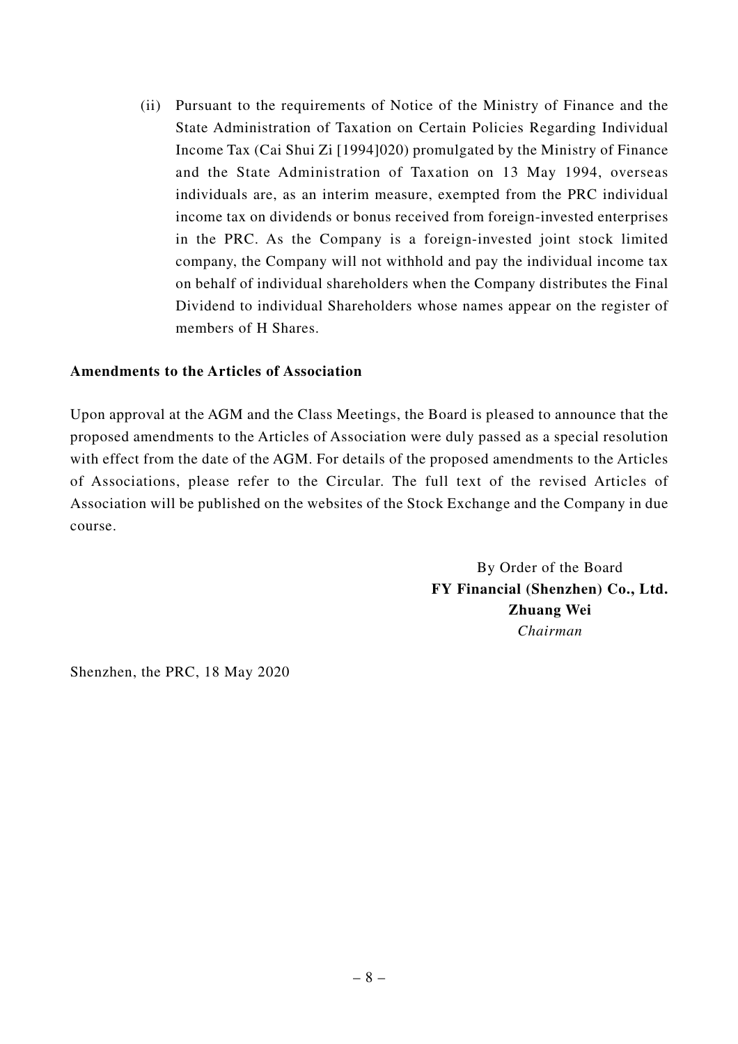(ii) Pursuant to the requirements of Notice of the Ministry of Finance and the State Administration of Taxation on Certain Policies Regarding Individual Income Tax (Cai Shui Zi [1994]020) promulgated by the Ministry of Finance and the State Administration of Taxation on 13 May 1994, overseas individuals are, as an interim measure, exempted from the PRC individual income tax on dividends or bonus received from foreign-invested enterprises in the PRC. As the Company is a foreign-invested joint stock limited company, the Company will not withhold and pay the individual income tax on behalf of individual shareholders when the Company distributes the Final Dividend to individual Shareholders whose names appear on the register of members of H Shares.

**Amendments to the Articles of Association**

Upon approval at the AGM and the Class Meetings, the Board is pleased to announce that the proposed amendments to the Articles of Association were duly passed as a special resolution with effect from the date of the AGM. For details of the proposed amendments to the Articles of Associations, please refer to the Circular. The full text of the revised Articles of Association will be published on the websites of the Stock Exchange and the Company in due course.

By Order of the Board
**FY Financial (Shenzhen) Co., Ltd.**
**Zhuang Wei**
*Chairman*

Shenzhen, the PRC, 18 May 2020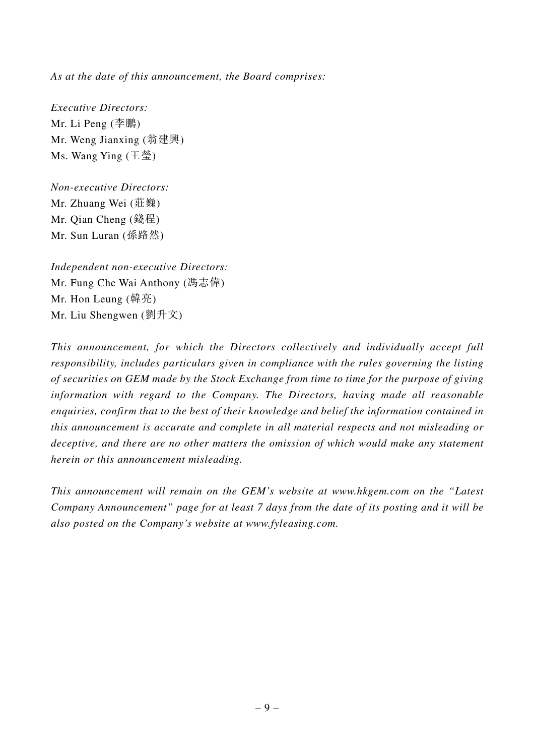*As at the date of this announcement, the Board comprises:*

*Executive Directors:*
Mr. Li Peng (李鵬)
Mr. Weng Jianxing (翁建興)
Ms. Wang Ying (王瑩)

*Non-executive Directors:*
Mr. Zhuang Wei (莊巍)
Mr. Qian Cheng (錢程)
Mr. Sun Luran (孫路然)

*Independent non-executive Directors:*
Mr. Fung Che Wai Anthony (馮志偉)
Mr. Hon Leung (韓亮)
Mr. Liu Shengwen (劉升文)

*This announcement, for which the Directors collectively and individually accept full responsibility, includes particulars given in compliance with the rules governing the listing of securities on GEM made by the Stock Exchange from time to time for the purpose of giving information with regard to the Company. The Directors, having made all reasonable enquiries, confirm that to the best of their knowledge and belief the information contained in this announcement is accurate and complete in all material respects and not misleading or deceptive, and there are no other matters the omission of which would make any statement herein or this announcement misleading.*

*This announcement will remain on the GEM's website at www.hkgem.com on the "Latest Company Announcement" page for at least 7 days from the date of its posting and it will be also posted on the Company's website at www.fyleasing.com.*